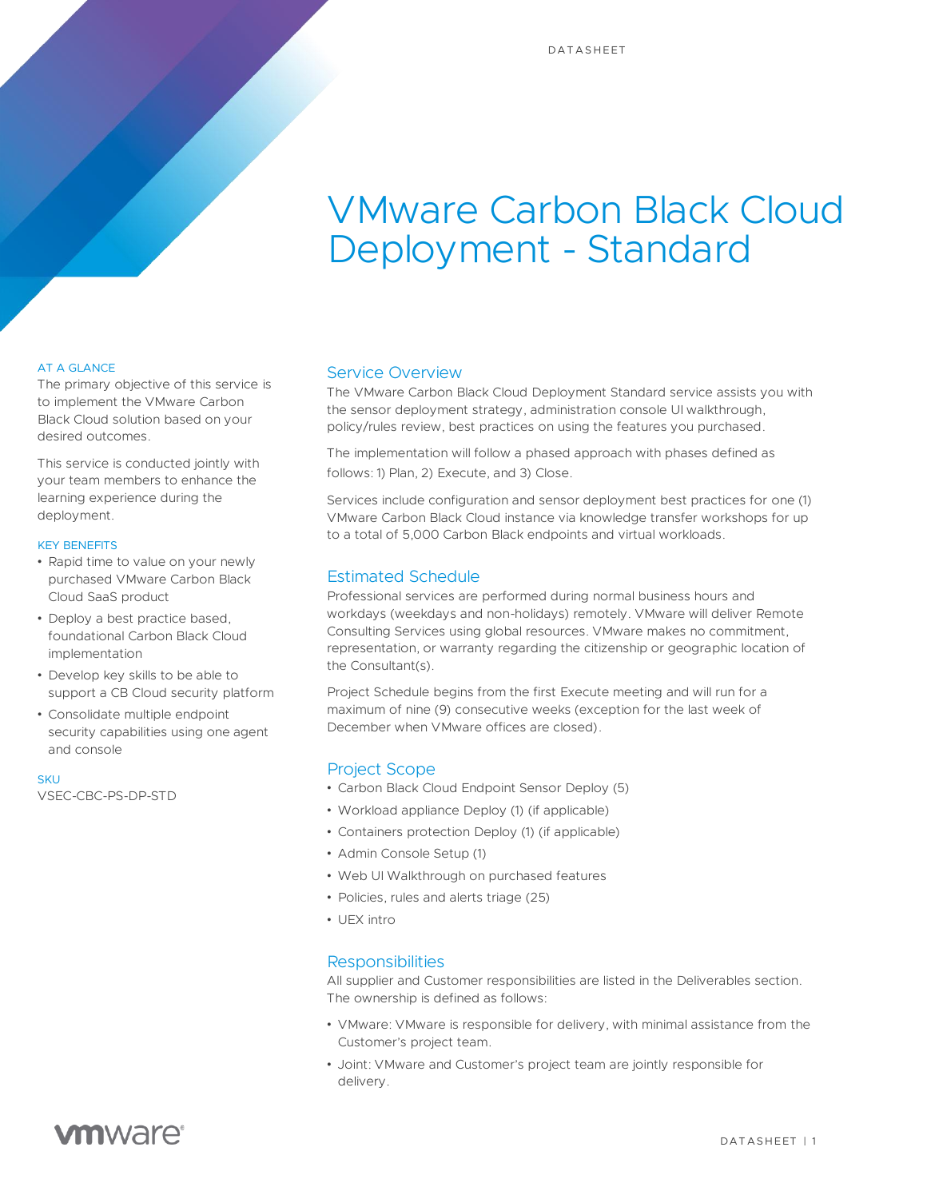# VMware Carbon Black Cloud Deployment - Standard

## AT A GLANCE

The primary objective of this service is to implement the VMware Carbon Black Cloud solution based on your desired outcomes.

This service is conducted jointly with your team members to enhance the learning experience during the deployment.

## KEY BENEFITS

- Rapid time to value on your newly purchased VMware Carbon Black Cloud SaaS product
- Deploy a best practice based, foundational Carbon Black Cloud implementation
- Develop key skills to be able to support a CB Cloud security platform
- Consolidate multiple endpoint security capabilities using one agent and console

## SKU

VSEC-CBC-PS-DP-STD

## Service Overview

The VMware Carbon Black Cloud Deployment Standard service assists you with the sensor deployment strategy, administration console UI walkthrough, policy/rules review, best practices on using the features you purchased.

The implementation will follow a phased approach with phases defined as follows: 1) Plan, 2) Execute, and 3) Close.

Services include configuration and sensor deployment best practices for one (1) VMware Carbon Black Cloud instance via knowledge transfer workshops for up to a total of 5,000 Carbon Black endpoints and virtual workloads.

## Estimated Schedule

Professional services are performed during normal business hours and workdays (weekdays and non-holidays) remotely. VMware will deliver Remote Consulting Services using global resources. VMware makes no commitment, representation, or warranty regarding the citizenship or geographic location of the Consultant(s).

Project Schedule begins from the first Execute meeting and will run for a maximum of nine (9) consecutive weeks (exception for the last week of December when VMware offices are closed).

## Project Scope

- Carbon Black Cloud Endpoint Sensor Deploy (5)
- Workload appliance Deploy (1) (if applicable)
- Containers protection Deploy (1) (if applicable)
- Admin Console Setup (1)
- Web UI Walkthrough on purchased features
- Policies, rules and alerts triage (25)
- UEX intro

## Responsibilities

All supplier and Customer responsibilities are listed in the Deliverables section. The ownership is defined as follows:

- VMware: VMware is responsible for delivery, with minimal assistance from the Customer's project team.
- Joint: VMware and Customer's project team are jointly responsible for delivery.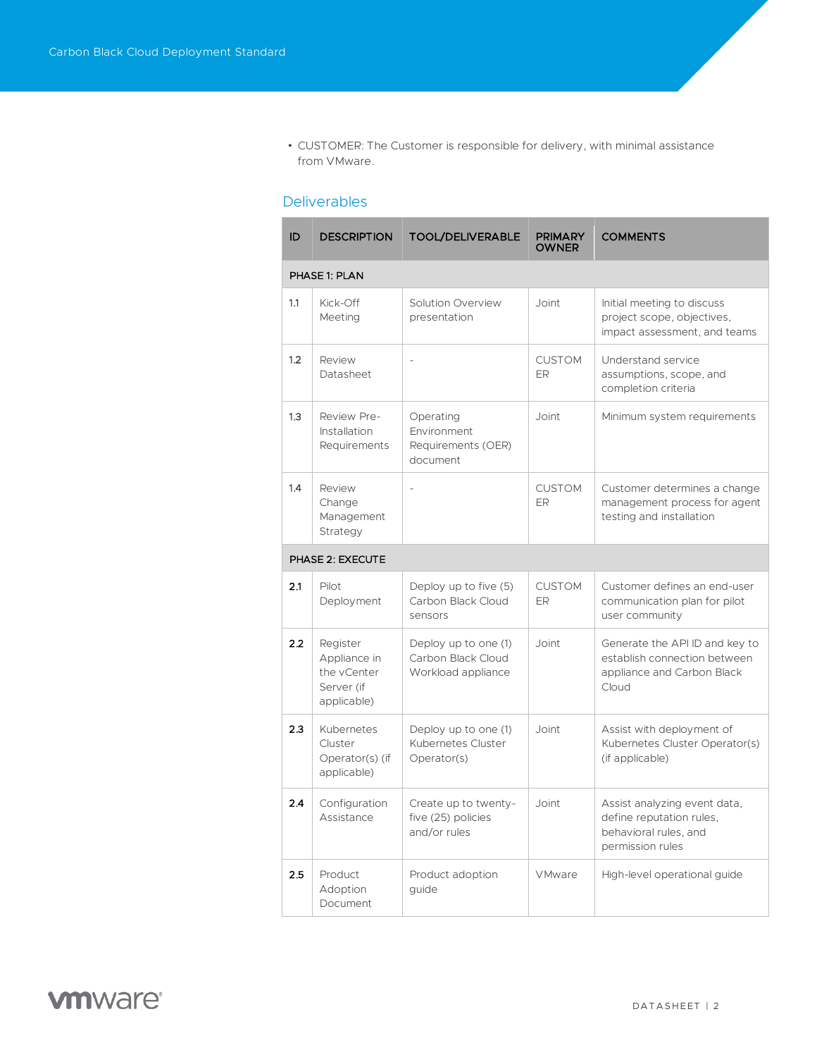- CUSTOMER: The Customer is responsible for delivery, with minimal assistance from VMware.

## Deliverables

| ID | DESCRIPTION | TOOL/DELIVERABLE | PRIMARY OWNER | COMMENTS |
|---|---|---|---|---|
| **PHASE 1: PLAN** | | | | |
| 1.1 | Kick-Off Meeting | Solution Overview presentation | Joint | Initial meeting to discuss project scope, objectives, impact assessment, and teams |
| 1.2 | Review Datasheet | - | CUSTOMER | Understand service assumptions, scope, and completion criteria |
| 1.3 | Review Pre-Installation Requirements | Operating Environment Requirements (OER) document | Joint | Minimum system requirements |
| 1.4 | Review Change Management Strategy | - | CUSTOMER | Customer determines a change management process for agent testing and installation |
| **PHASE 2: EXECUTE** | | | | |
| 2.1 | Pilot Deployment | Deploy up to five (5) Carbon Black Cloud sensors | CUSTOMER | Customer defines an end-user communication plan for pilot user community |
| 2.2 | Register Appliance in the vCenter Server (if applicable) | Deploy up to one (1) Carbon Black Cloud Workload appliance | Joint | Generate the API ID and key to establish connection between appliance and Carbon Black Cloud |
| 2.3 | Kubernetes Cluster Operator(s) (if applicable) | Deploy up to one (1) Kubernetes Cluster Operator(s) | Joint | Assist with deployment of Kubernetes Cluster Operator(s) (if applicable) |
| 2.4 | Configuration Assistance | Create up to twenty-five (25) policies and/or rules | Joint | Assist analyzing event data, define reputation rules, behavioral rules, and permission rules |
| 2.5 | Product Adoption Document | Product adoption guide | VMware | High-level operational guide |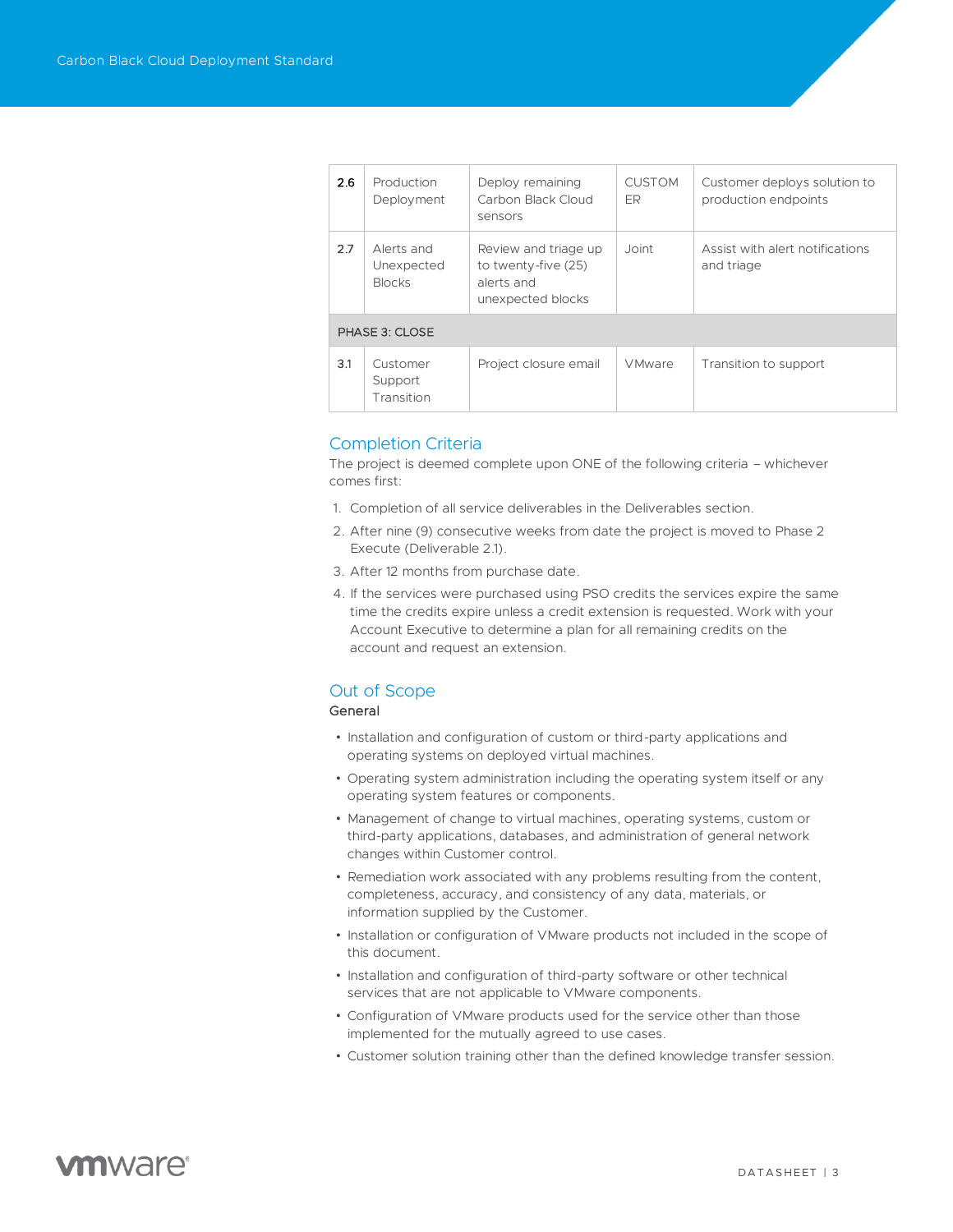| | | | | |
|---|---|---|---|---|
| **2.6** | Production Deployment | Deploy remaining Carbon Black Cloud sensors | CUSTOMER | Customer deploys solution to production endpoints |
| 2.7 | Alerts and Unexpected Blocks | Review and triage up to twenty-five (25) alerts and unexpected blocks | Joint | Assist with alert notifications and triage |
| PHASE 3: CLOSE | | | | |
| 3.1 | Customer Support Transition | Project closure email | VMware | Transition to support |

## Completion Criteria

The project is deemed complete upon ONE of the following criteria – whichever comes first:

1. Completion of all service deliverables in the Deliverables section.
2. After nine (9) consecutive weeks from date the project is moved to Phase 2 Execute (Deliverable 2.1).
3. After 12 months from purchase date.
4. If the services were purchased using PSO credits the services expire the same time the credits expire unless a credit extension is requested. Work with your Account Executive to determine a plan for all remaining credits on the account and request an extension.

## Out of Scope

### General

- Installation and configuration of custom or third-party applications and operating systems on deployed virtual machines.
- Operating system administration including the operating system itself or any operating system features or components.
- Management of change to virtual machines, operating systems, custom or third-party applications, databases, and administration of general network changes within Customer control.
- Remediation work associated with any problems resulting from the content, completeness, accuracy, and consistency of any data, materials, or information supplied by the Customer.
- Installation or configuration of VMware products not included in the scope of this document.
- Installation and configuration of third-party software or other technical services that are not applicable to VMware components.
- Configuration of VMware products used for the service other than those implemented for the mutually agreed to use cases.
- Customer solution training other than the defined knowledge transfer session.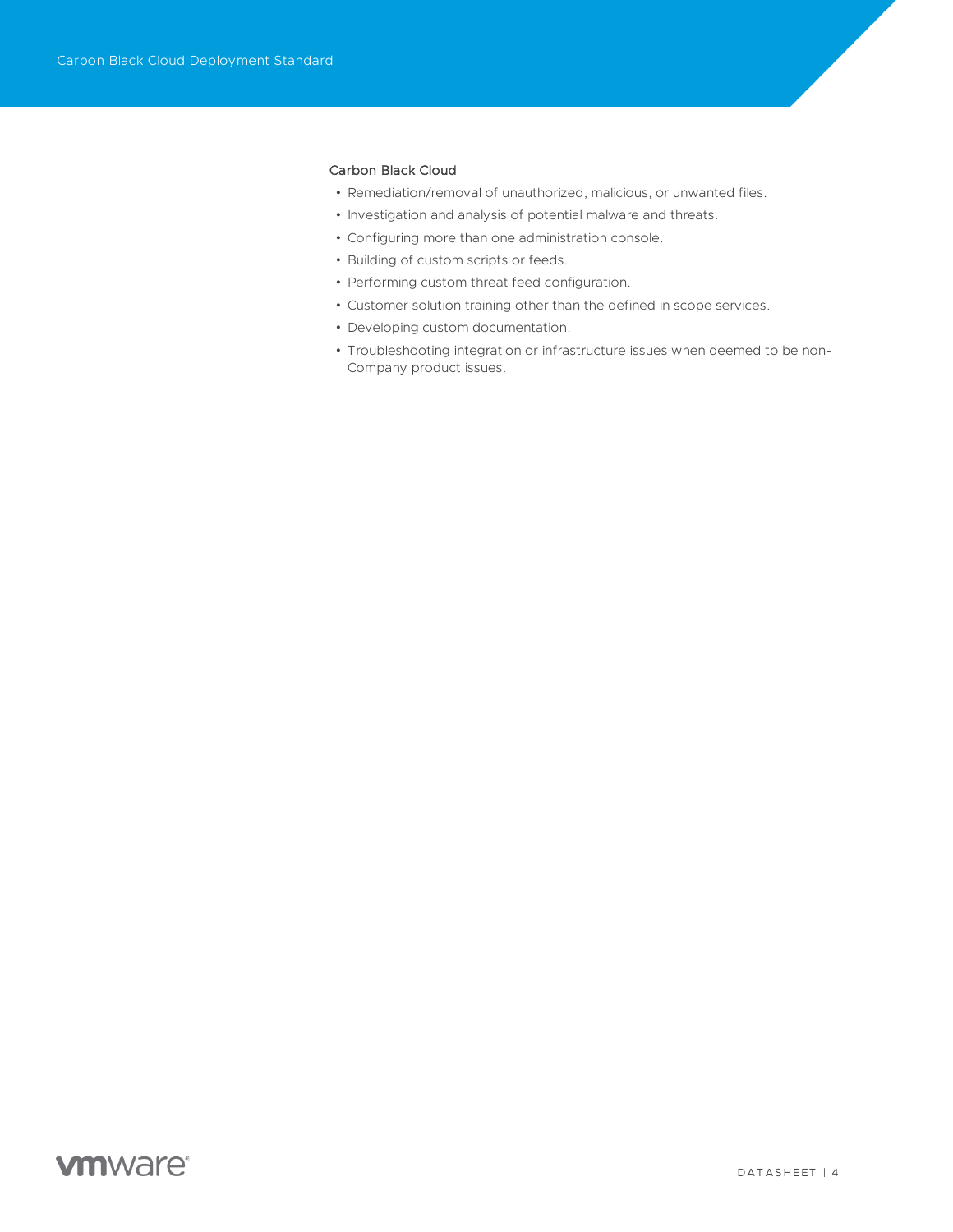### Carbon Black Cloud

- Remediation/removal of unauthorized, malicious, or unwanted files.
- Investigation and analysis of potential malware and threats.
- Configuring more than one administration console.
- Building of custom scripts or feeds.
- Performing custom threat feed configuration.
- Customer solution training other than the defined in scope services.
- Developing custom documentation.
- Troubleshooting integration or infrastructure issues when deemed to be non-Company product issues.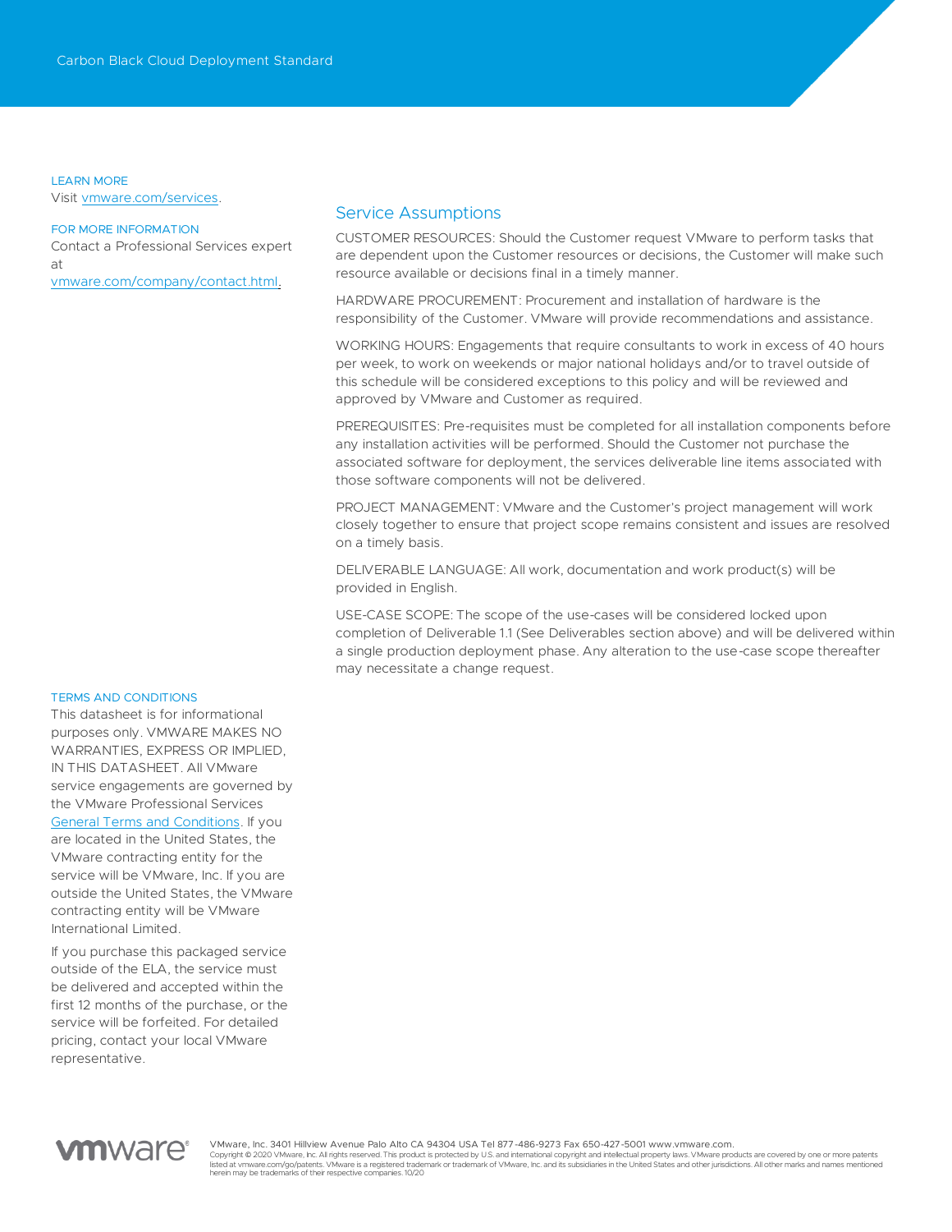LEARN MORE
Visit [vmware.com/services](vmware.com/services).

FOR MORE INFORMATION
Contact a Professional Services expert at [vmware.com/company/contact.html](vmware.com/company/contact.html).

## Service Assumptions

CUSTOMER RESOURCES: Should the Customer request VMware to perform tasks that are dependent upon the Customer resources or decisions, the Customer will make such resource available or decisions final in a timely manner.

HARDWARE PROCUREMENT: Procurement and installation of hardware is the responsibility of the Customer. VMware will provide recommendations and assistance.

WORKING HOURS: Engagements that require consultants to work in excess of 40 hours per week, to work on weekends or major national holidays and/or to travel outside of this schedule will be considered exceptions to this policy and will be reviewed and approved by VMware and Customer as required.

PREREQUISITES: Pre-requisites must be completed for all installation components before any installation activities will be performed. Should the Customer not purchase the associated software for deployment, the services deliverable line items associated with those software components will not be delivered.

PROJECT MANAGEMENT: VMware and the Customer's project management will work closely together to ensure that project scope remains consistent and issues are resolved on a timely basis.

DELIVERABLE LANGUAGE: All work, documentation and work product(s) will be provided in English.

USE-CASE SCOPE: The scope of the use-cases will be considered locked upon completion of Deliverable 1.1 (See Deliverables section above) and will be delivered within a single production deployment phase. Any alteration to the use-case scope thereafter may necessitate a change request.

TERMS AND CONDITIONS
This datasheet is for informational purposes only. VMWARE MAKES NO WARRANTIES, EXPRESS OR IMPLIED, IN THIS DATASHEET. All VMware service engagements are governed by the VMware Professional Services [General Terms and Conditions](General Terms and Conditions). If you are located in the United States, the VMware contracting entity for the service will be VMware, Inc. If you are outside the United States, the VMware contracting entity will be VMware International Limited.

If you purchase this packaged service outside of the ELA, the service must be delivered and accepted within the first 12 months of the purchase, or the service will be forfeited. For detailed pricing, contact your local VMware representative.

VMware, Inc. 3401 Hillview Avenue Palo Alto CA 94304 USA Tel 877-486-9273 Fax 650-427-5001 www.vmware.com.
Copyright © 2020 VMware, Inc. All rights reserved. This product is protected by U.S. and international copyright and intellectual property laws. VMware products are covered by one or more patents listed at vmware.com/go/patents. VMware is a registered trademark or trademark of VMware, Inc. and its subsidiaries in the United States and other jurisdictions. All other marks and names mentioned herein may be trademarks of their respective companies. 10/20